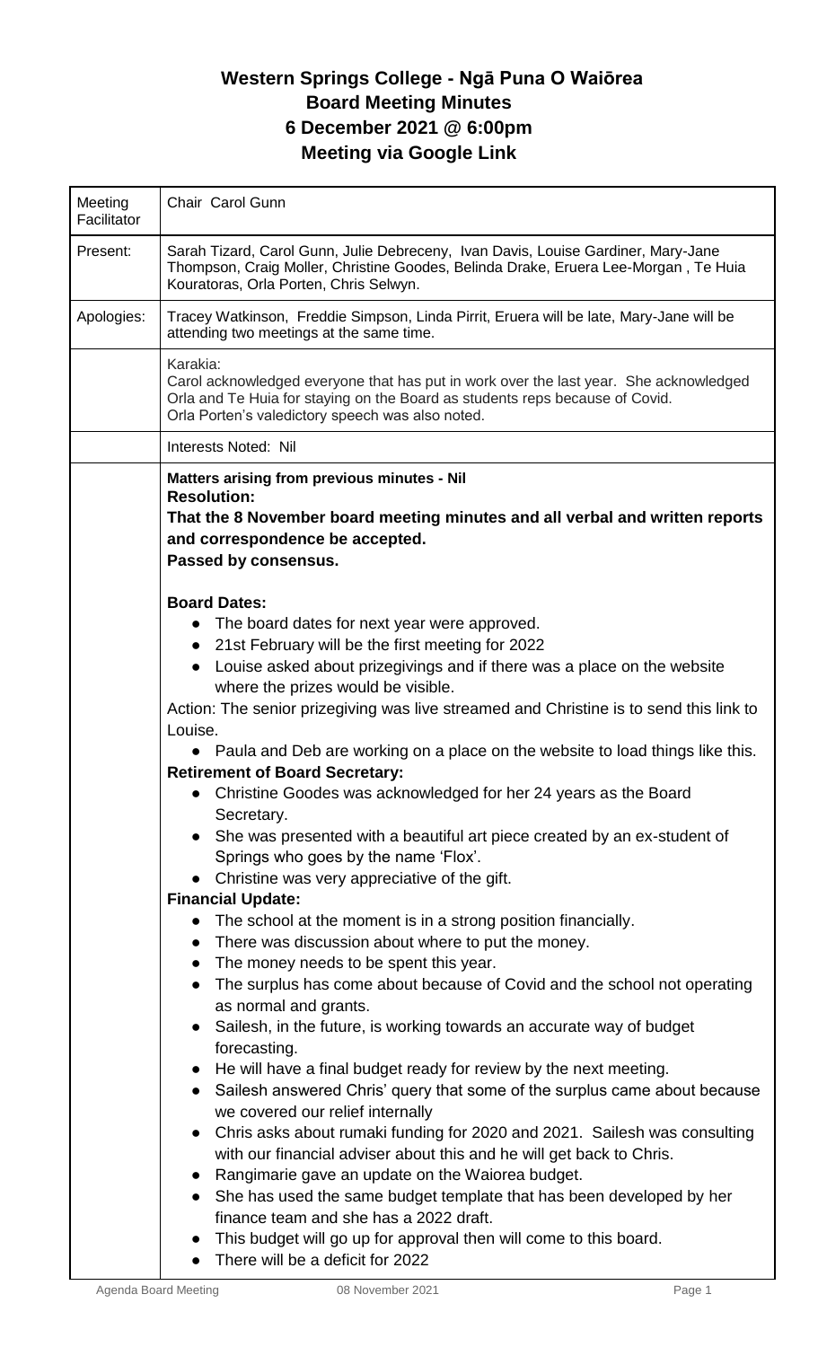# Western Springs College - Ngā Puna O Waiōrea
# Board Meeting Minutes
# 6 December 2021 @ 6:00pm
# Meeting via Google Link

| | |
|---|---|
| Meeting Facilitator | Chair Carol Gunn |
| Present: | Sarah Tizard, Carol Gunn, Julie Debreceny, Ivan Davis, Louise Gardiner, Mary-Jane Thompson, Craig Moller, Christine Goodes, Belinda Drake, Eruera Lee-Morgan , Te Huia Kouratoras, Orla Porten, Chris Selwyn. |
| Apologies: | Tracey Watkinson, Freddie Simpson, Linda Pirrit, Eruera will be late, Mary-Jane will be attending two meetings at the same time. |
| | Karakia:<br>Carol acknowledged everyone that has put in work over the last year. She acknowledged Orla and Te Huia for staying on the Board as students reps because of Covid.<br>Orla Porten's valedictory speech was also noted. |
| | Interests Noted: Nil |
| | **Matters arising from previous minutes - Nil**<br>**Resolution:**<br>**That the 8 November board meeting minutes and all verbal and written reports and correspondence be accepted.**<br>**Passed by consensus.**<br><br>**Board Dates:**<br>• The board dates for next year were approved.<br>• 21st February will be the first meeting for 2022<br>• Louise asked about prizegivings and if there was a place on the website where the prizes would be visible.<br>Action: The senior prizegiving was live streamed and Christine is to send this link to Louise.<br>• Paula and Deb are working on a place on the website to load things like this.<br>**Retirement of Board Secretary:**<br>• Christine Goodes was acknowledged for her 24 years as the Board Secretary.<br>• She was presented with a beautiful art piece created by an ex-student of Springs who goes by the name 'Flox'.<br>• Christine was very appreciative of the gift.<br>**Financial Update:**<br>• The school at the moment is in a strong position financially.<br>• There was discussion about where to put the money.<br>• The money needs to be spent this year.<br>• The surplus has come about because of Covid and the school not operating as normal and grants.<br>• Sailesh, in the future, is working towards an accurate way of budget forecasting.<br>• He will have a final budget ready for review by the next meeting.<br>• Sailesh answered Chris' query that some of the surplus came about because we covered our relief internally<br>• Chris asks about rumaki funding for 2020 and 2021. Sailesh was consulting with our financial adviser about this and he will get back to Chris.<br>• Rangimarie gave an update on the Waiorea budget.<br>• She has used the same budget template that has been developed by her finance team and she has a 2022 draft.<br>• This budget will go up for approval then will come to this board.<br>• There will be a deficit for 2022 |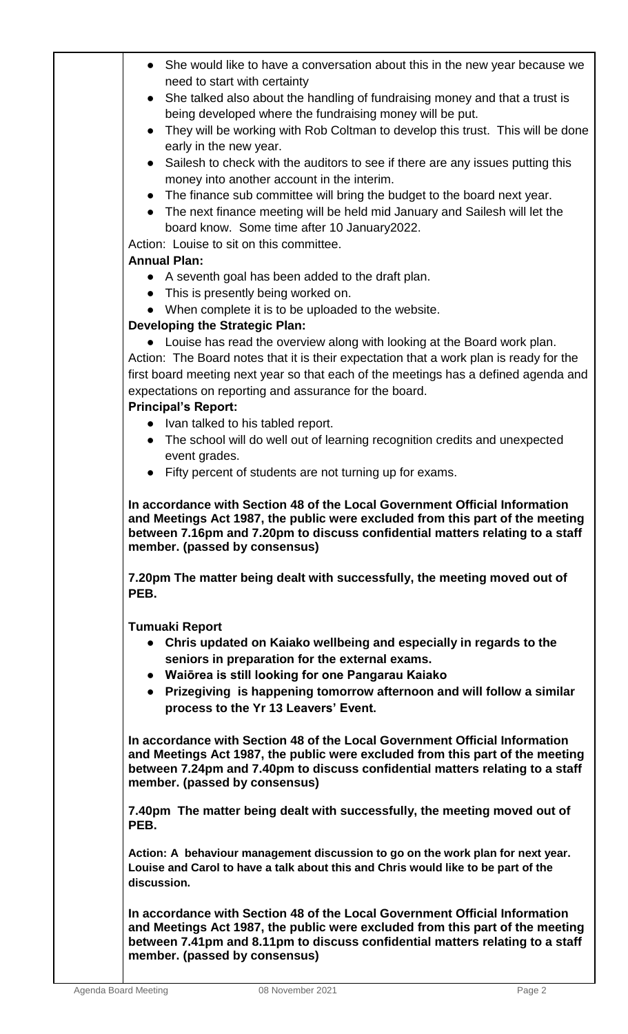- She would like to have a conversation about this in the new year because we need to start with certainty
- She talked also about the handling of fundraising money and that a trust is being developed where the fundraising money will be put.
- They will be working with Rob Coltman to develop this trust. This will be done early in the new year.
- Sailesh to check with the auditors to see if there are any issues putting this money into another account in the interim.
- The finance sub committee will bring the budget to the board next year.
- The next finance meeting will be held mid January and Sailesh will let the board know. Some time after 10 January2022.

Action: Louise to sit on this committee.

**Annual Plan:**

- A seventh goal has been added to the draft plan.
- This is presently being worked on.
- When complete it is to be uploaded to the website.

**Developing the Strategic Plan:**

- Louise has read the overview along with looking at the Board work plan.

Action: The Board notes that it is their expectation that a work plan is ready for the first board meeting next year so that each of the meetings has a defined agenda and expectations on reporting and assurance for the board.

**Principal's Report:**

- Ivan talked to his tabled report.
- The school will do well out of learning recognition credits and unexpected event grades.
- Fifty percent of students are not turning up for exams.

**In accordance with Section 48 of the Local Government Official Information and Meetings Act 1987, the public were excluded from this part of the meeting between 7.16pm and 7.20pm to discuss confidential matters relating to a staff member. (passed by consensus)**

**7.20pm The matter being dealt with successfully, the meeting moved out of PEB.**

**Tumuaki Report**

- **Chris updated on Kaiako wellbeing and especially in regards to the seniors in preparation for the external exams.**
- **Waiōrea is still looking for one Pangarau Kaiako**
- **Prizegiving is happening tomorrow afternoon and will follow a similar process to the Yr 13 Leavers' Event.**

**In accordance with Section 48 of the Local Government Official Information and Meetings Act 1987, the public were excluded from this part of the meeting between 7.24pm and 7.40pm to discuss confidential matters relating to a staff member. (passed by consensus)**

**7.40pm The matter being dealt with successfully, the meeting moved out of PEB.**

**Action: A behaviour management discussion to go on the work plan for next year. Louise and Carol to have a talk about this and Chris would like to be part of the discussion.**

**In accordance with Section 48 of the Local Government Official Information and Meetings Act 1987, the public were excluded from this part of the meeting between 7.41pm and 8.11pm to discuss confidential matters relating to a staff member. (passed by consensus)**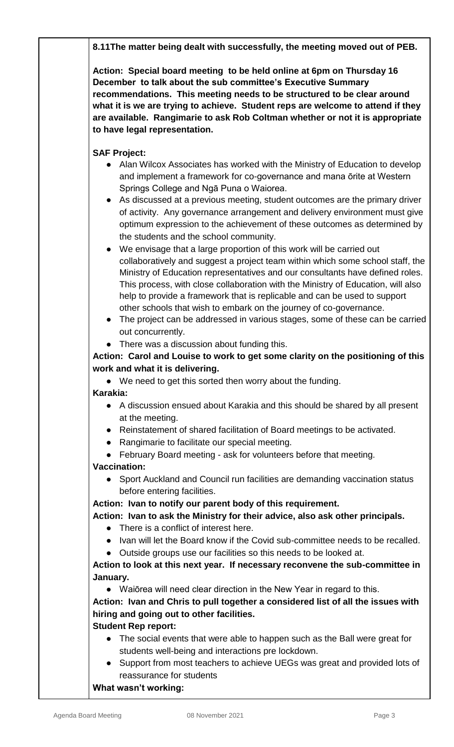**8.11The matter being dealt with successfully, the meeting moved out of PEB.**

**Action: Special board meeting to be held online at 6pm on Thursday 16 December to talk about the sub committee's Executive Summary recommendations. This meeting needs to be structured to be clear around what it is we are trying to achieve. Student reps are welcome to attend if they are available. Rangimarie to ask Rob Coltman whether or not it is appropriate to have legal representation.**

**SAF Project:**

- Alan Wilcox Associates has worked with the Ministry of Education to develop and implement a framework for co-governance and mana ōrite at Western Springs College and Ngā Puna o Waiorea.
- As discussed at a previous meeting, student outcomes are the primary driver of activity. Any governance arrangement and delivery environment must give optimum expression to the achievement of these outcomes as determined by the students and the school community.
- We envisage that a large proportion of this work will be carried out collaboratively and suggest a project team within which some school staff, the Ministry of Education representatives and our consultants have defined roles. This process, with close collaboration with the Ministry of Education, will also help to provide a framework that is replicable and can be used to support other schools that wish to embark on the journey of co-governance.
- The project can be addressed in various stages, some of these can be carried out concurrently.
- There was a discussion about funding this.

**Action: Carol and Louise to work to get some clarity on the positioning of this work and what it is delivering.**

- We need to get this sorted then worry about the funding.

**Karakia:**

- A discussion ensued about Karakia and this should be shared by all present at the meeting.
- Reinstatement of shared facilitation of Board meetings to be activated.
- Rangimarie to facilitate our special meeting.
- February Board meeting - ask for volunteers before that meeting.

**Vaccination:**

- Sport Auckland and Council run facilities are demanding vaccination status before entering facilities.

**Action: Ivan to notify our parent body of this requirement.**

**Action: Ivan to ask the Ministry for their advice, also ask other principals.**

- There is a conflict of interest here.
- Ivan will let the Board know if the Covid sub-committee needs to be recalled.
- Outside groups use our facilities so this needs to be looked at.

**Action to look at this next year. If necessary reconvene the sub-committee in January.**

- Waiōrea will need clear direction in the New Year in regard to this.

**Action: Ivan and Chris to pull together a considered list of all the issues with hiring and going out to other facilities.**

**Student Rep report:**

- The social events that were able to happen such as the Ball were great for students well-being and interactions pre lockdown.
- Support from most teachers to achieve UEGs was great and provided lots of reassurance for students

**What wasn't working:**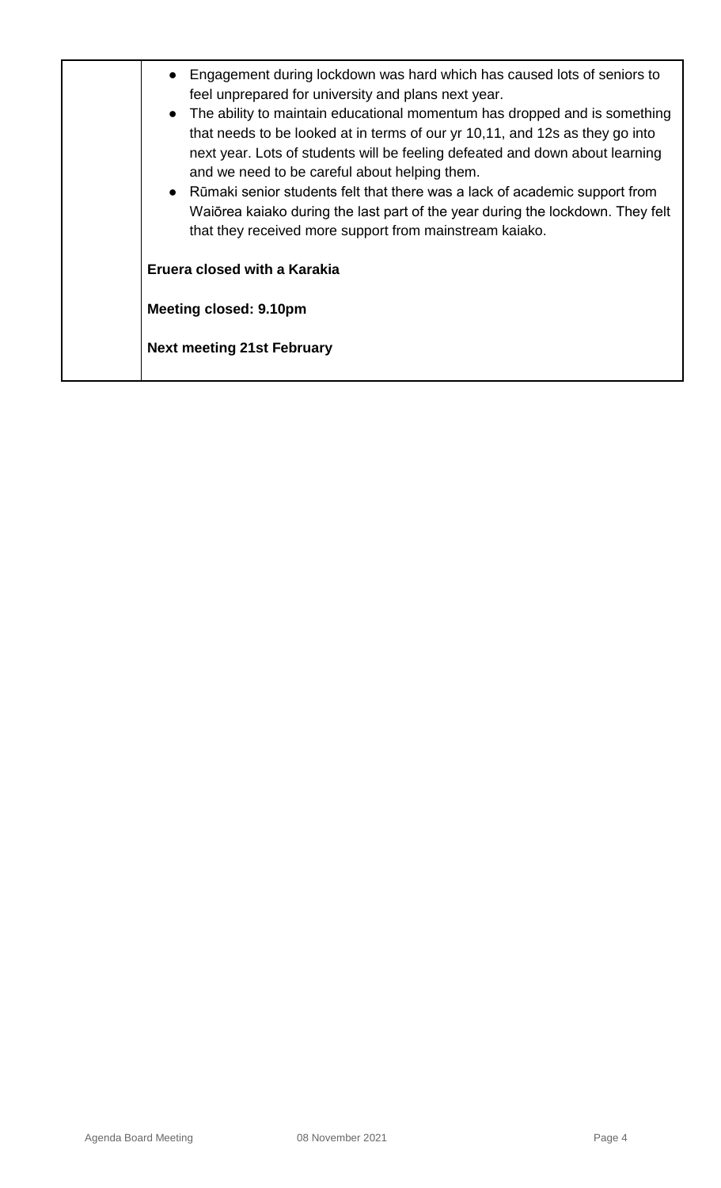| | |
|---|---|
| | • Engagement during lockdown was hard which has caused lots of seniors to feel unprepared for university and plans next year.<br>• The ability to maintain educational momentum has dropped and is something that needs to be looked at in terms of our yr 10,11, and 12s as they go into next year. Lots of students will be feeling defeated and down about learning and we need to be careful about helping them.<br>• Rūmaki senior students felt that there was a lack of academic support from Waiōrea kaiako during the last part of the year during the lockdown. They felt that they received more support from mainstream kaiako.<br><br>**Eruera closed with a Karakia**<br><br>**Meeting closed: 9.10pm**<br><br>**Next meeting 21st February** |